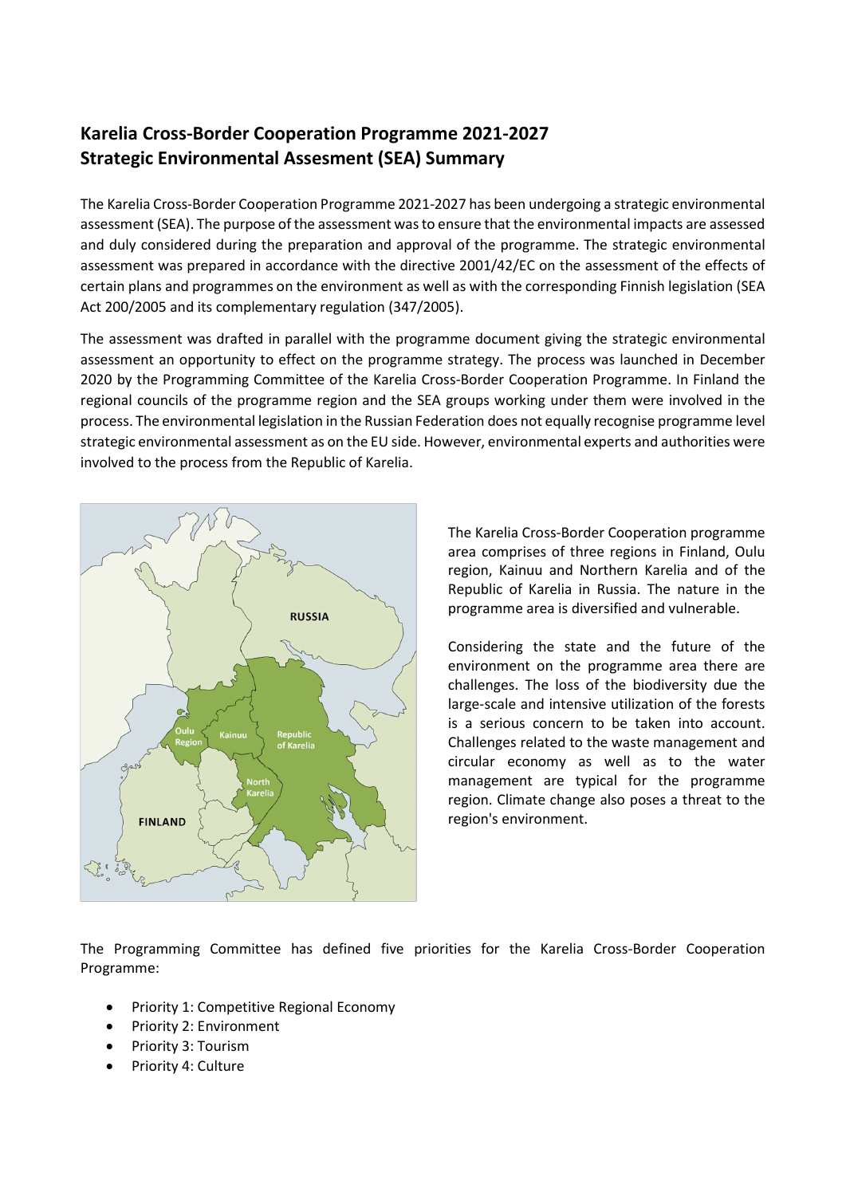# Karelia Cross-Border Cooperation Programme 2021-2027
# Strategic Environmental Assesment (SEA) Summary

The Karelia Cross-Border Cooperation Programme 2021-2027 has been undergoing a strategic environmental assessment (SEA). The purpose of the assessment was to ensure that the environmental impacts are assessed and duly considered during the preparation and approval of the programme. The strategic environmental assessment was prepared in accordance with the directive 2001/42/EC on the assessment of the effects of certain plans and programmes on the environment as well as with the corresponding Finnish legislation (SEA Act 200/2005 and its complementary regulation (347/2005).

The assessment was drafted in parallel with the programme document giving the strategic environmental assessment an opportunity to effect on the programme strategy. The process was launched in December 2020 by the Programming Committee of the Karelia Cross-Border Cooperation Programme. In Finland the regional councils of the programme region and the SEA groups working under them were involved in the process. The environmental legislation in the Russian Federation does not equally recognise programme level strategic environmental assessment as on the EU side. However, environmental experts and authorities were involved to the process from the Republic of Karelia.

The Karelia Cross-Border Cooperation programme area comprises of three regions in Finland, Oulu region, Kainuu and Northern Karelia and of the Republic of Karelia in Russia. The nature in the programme area is diversified and vulnerable.

Considering the state and the future of the environment on the programme area there are challenges. The loss of the biodiversity due the large-scale and intensive utilization of the forests is a serious concern to be taken into account. Challenges related to the waste management and circular economy as well as to the water management are typical for the programme region. Climate change also poses a threat to the region's environment.

The Programming Committee has defined five priorities for the Karelia Cross-Border Cooperation Programme:

- Priority 1: Competitive Regional Economy
- Priority 2: Environment
- Priority 3: Tourism
- Priority 4: Culture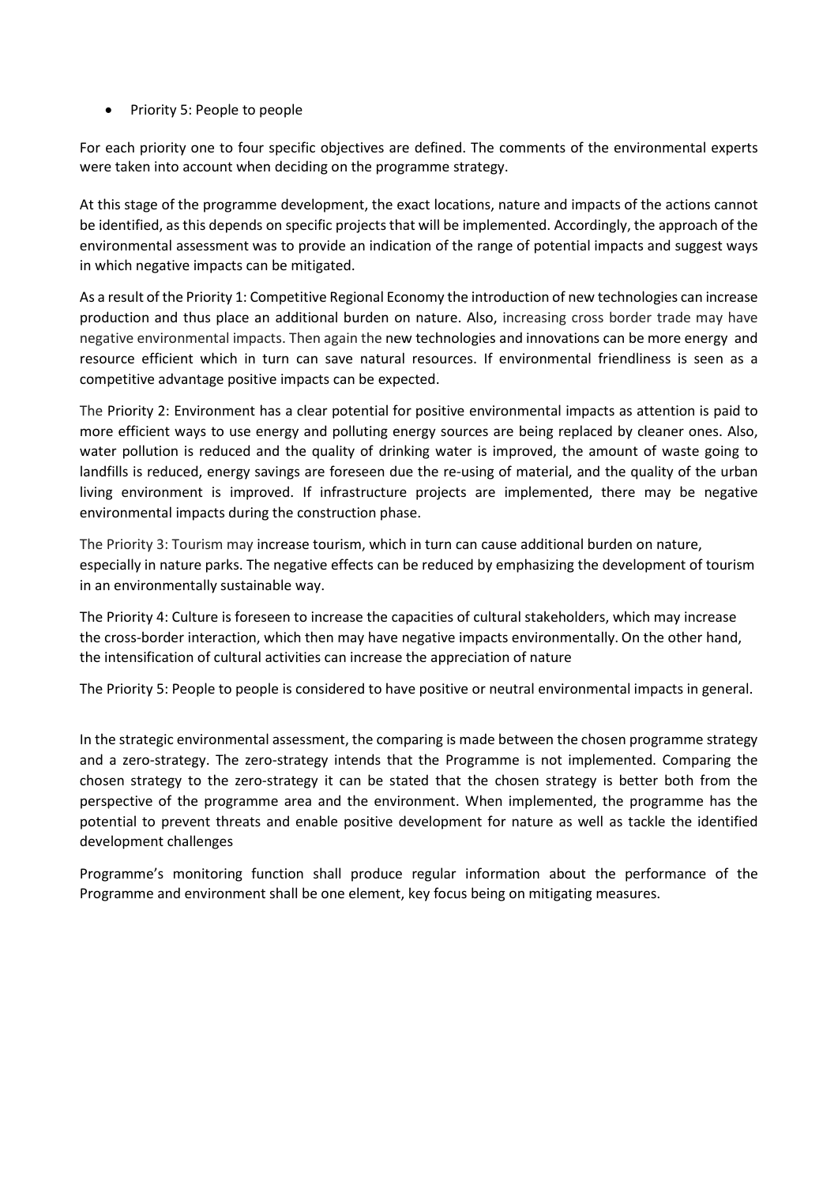- Priority 5: People to people

For each priority one to four specific objectives are defined. The comments of the environmental experts were taken into account when deciding on the programme strategy.

At this stage of the programme development, the exact locations, nature and impacts of the actions cannot be identified, as this depends on specific projects that will be implemented. Accordingly, the approach of the environmental assessment was to provide an indication of the range of potential impacts and suggest ways in which negative impacts can be mitigated.

As a result of the Priority 1: Competitive Regional Economy the introduction of new technologies can increase production and thus place an additional burden on nature. Also, increasing cross border trade may have negative environmental impacts. Then again the new technologies and innovations can be more energy and resource efficient which in turn can save natural resources. If environmental friendliness is seen as a competitive advantage positive impacts can be expected.

The Priority 2: Environment has a clear potential for positive environmental impacts as attention is paid to more efficient ways to use energy and polluting energy sources are being replaced by cleaner ones. Also, water pollution is reduced and the quality of drinking water is improved, the amount of waste going to landfills is reduced, energy savings are foreseen due the re-using of material, and the quality of the urban living environment is improved. If infrastructure projects are implemented, there may be negative environmental impacts during the construction phase.

The Priority 3: Tourism may increase tourism, which in turn can cause additional burden on nature, especially in nature parks. The negative effects can be reduced by emphasizing the development of tourism in an environmentally sustainable way.

The Priority 4: Culture is foreseen to increase the capacities of cultural stakeholders, which may increase the cross-border interaction, which then may have negative impacts environmentally. On the other hand, the intensification of cultural activities can increase the appreciation of nature

The Priority 5: People to people is considered to have positive or neutral environmental impacts in general.

In the strategic environmental assessment, the comparing is made between the chosen programme strategy and a zero-strategy. The zero-strategy intends that the Programme is not implemented. Comparing the chosen strategy to the zero-strategy it can be stated that the chosen strategy is better both from the perspective of the programme area and the environment. When implemented, the programme has the potential to prevent threats and enable positive development for nature as well as tackle the identified development challenges

Programme's monitoring function shall produce regular information about the performance of the Programme and environment shall be one element, key focus being on mitigating measures.